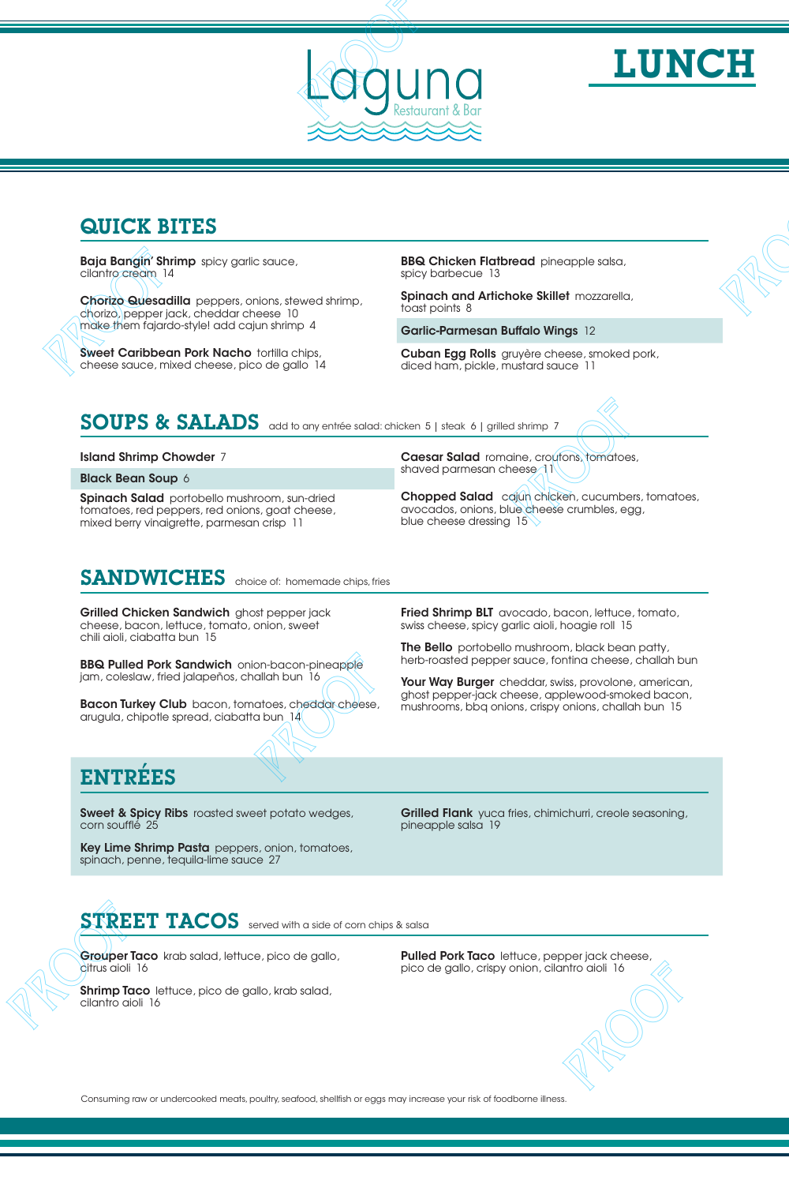# Laguna

Restaurant & Bar

# LUNCH

## QUICK BITES

**Baja Bangin' Shrimp** spicy garlic sauce, cilantro cream 14

**Chorizo Quesadilla** peppers, onions, stewed shrimp, chorizo, pepper jack, cheddar cheese 10
make them fajardo-style! add cajun shrimp 4

**Sweet Caribbean Pork Nacho** tortilla chips, cheese sauce, mixed cheese, pico de gallo 14

**BBQ Chicken Flatbread** pineapple salsa, spicy barbecue 13

**Spinach and Artichoke Skillet** mozzarella, toast points 8

**Garlic-Parmesan Buffalo Wings** 12

**Cuban Egg Rolls** gruyère cheese, smoked pork, diced ham, pickle, mustard sauce 11

## SOUPS & SALADS

add to any entrée salad: chicken 5 | steak 6 | grilled shrimp 7

**Island Shrimp Chowder** 7

**Black Bean Soup** 6

**Spinach Salad** portobello mushroom, sun-dried tomatoes, red peppers, red onions, goat cheese, mixed berry vinaigrette, parmesan crisp 11

**Caesar Salad** romaine, croutons, tomatoes, shaved parmesan cheese 11

**Chopped Salad** cajun chicken, cucumbers, tomatoes, avocados, onions, blue cheese crumbles, egg, blue cheese dressing 15

## SANDWICHES

choice of: homemade chips, fries

**Grilled Chicken Sandwich** ghost pepper jack cheese, bacon, lettuce, tomato, onion, sweet chili aioli, ciabatta bun 15

**BBQ Pulled Pork Sandwich** onion-bacon-pineapple jam, coleslaw, fried jalapeños, challah bun 16

**Bacon Turkey Club** bacon, tomatoes, cheddar cheese, arugula, chipotle spread, ciabatta bun 14

**Fried Shrimp BLT** avocado, bacon, lettuce, tomato, swiss cheese, spicy garlic aioli, hoagie roll 15

**The Bello** portobello mushroom, black bean patty, herb-roasted pepper sauce, fontina cheese, challah bun

**Your Way Burger** cheddar, swiss, provolone, american, ghost pepper-jack cheese, applewood-smoked bacon, mushrooms, bbq onions, crispy onions, challah bun 15

## ENTRÉES

**Sweet & Spicy Ribs** roasted sweet potato wedges, corn soufflé 25

**Key Lime Shrimp Pasta** peppers, onion, tomatoes, spinach, penne, tequila-lime sauce 27

**Grilled Flank** yuca fries, chimichurri, creole seasoning, pineapple salsa 19

## STREET TACOS

served with a side of corn chips & salsa

**Grouper Taco** krab salad, lettuce, pico de gallo, citrus aioli 16

**Shrimp Taco** lettuce, pico de gallo, krab salad, cilantro aioli 16

**Pulled Pork Taco** lettuce, pepper jack cheese, pico de gallo, crispy onion, cilantro aioli 16

Consuming raw or undercooked meats, poultry, seafood, shellfish or eggs may increase your risk of foodborne illness.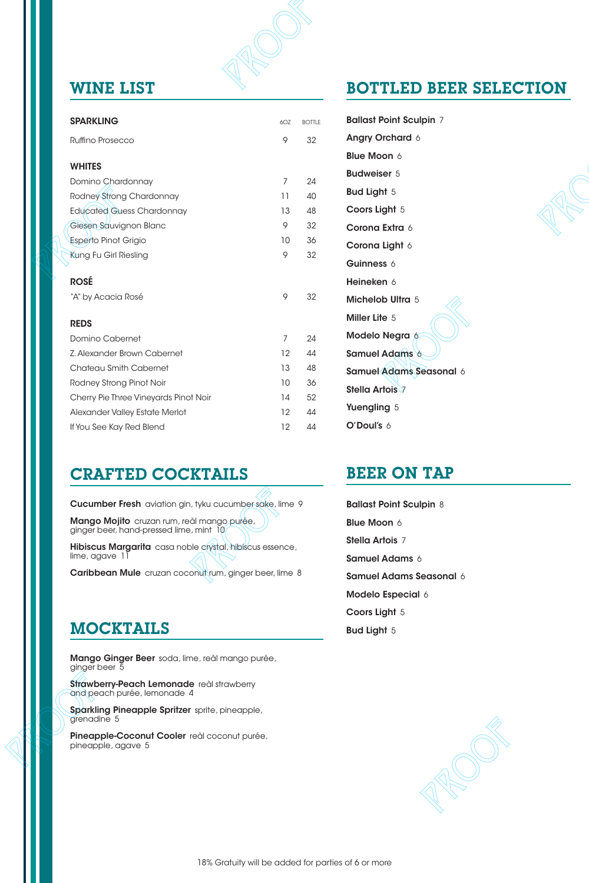## WINE LIST

| SPARKLING | 6OZ | BOTTLE |
|---|---|---|
| Ruffino Prosecco | 9 | 32 |
| **WHITES** | | |
| Domino Chardonnay | 7 | 24 |
| Rodney Strong Chardonnay | 11 | 40 |
| Educated Guess Chardonnay | 13 | 48 |
| Giesen Sauvignon Blanc | 9 | 32 |
| Esperto Pinot Grigio | 10 | 36 |
| Kung Fu Girl Riesling | 9 | 32 |
| **ROSÉ** | | |
| "A" by Acacia Rosé | 9 | 32 |
| **REDS** | | |
| Domino Cabernet | 7 | 24 |
| Z. Alexander Brown Cabernet | 12 | 44 |
| Chateau Smith Cabernet | 13 | 48 |
| Rodney Strong Pinot Noir | 10 | 36 |
| Cherry Pie Three Vineyards Pinot Noir | 14 | 52 |
| Alexander Valley Estate Merlot | 12 | 44 |
| If You See Kay Red Blend | 12 | 44 |

## CRAFTED COCKTAILS

**Cucumber Fresh** aviation gin, tyku cucumber sake, lime 9

**Mango Mojito** cruzan rum, reàl mango purée, ginger beer, hand-pressed lime, mint 10

**Hibiscus Margarita** casa noble crystal, hibiscus essence, lime, agave 11

**Caribbean Mule** cruzan coconut rum, ginger beer, lime 8

## MOCKTAILS

**Mango Ginger Beer** soda, lime, reàl mango purée, ginger beer 5

**Strawberry-Peach Lemonade** reàl strawberry and peach purée, lemonade 4

**Sparkling Pineapple Spritzer** sprite, pineapple, grenadine 5

**Pineapple-Coconut Cooler** reàl coconut purée, pineapple, agave 5

## BOTTLED BEER SELECTION

**Ballast Point Sculpin** 7

**Angry Orchard** 6

**Blue Moon** 6

**Budweiser** 5

**Bud Light** 5

**Coors Light** 5

**Corona Extra** 6

**Corona Light** 6

**Guinness** 6

**Heineken** 6

**Michelob Ultra** 5

**Miller Lite** 5

**Modelo Negra** 6

**Samuel Adams** 6

**Samuel Adams Seasonal** 6

**Stella Artois** 7

**Yuengling** 5

**O'Doul's** 6

## BEER ON TAP

**Ballast Point Sculpin** 8

**Blue Moon** 6

**Stella Artois** 7

**Samuel Adams** 6

**Samuel Adams Seasonal** 6

**Modelo Especial** 6

**Coors Light** 5

**Bud Light** 5

18% Gratuity will be added for parties of 6 or more